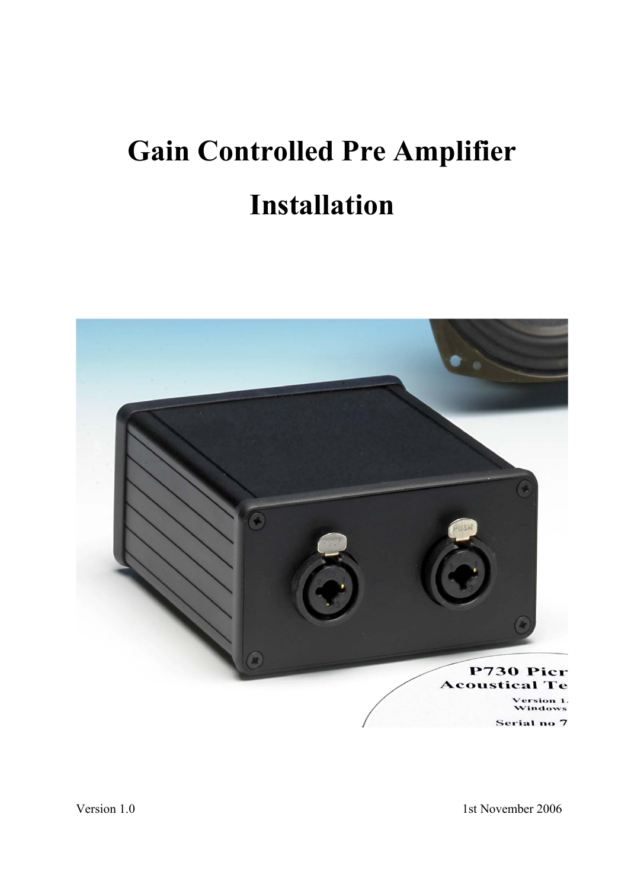# Gain Controlled Pre Amplifier

# Installation

Version 1.0

1st November 2006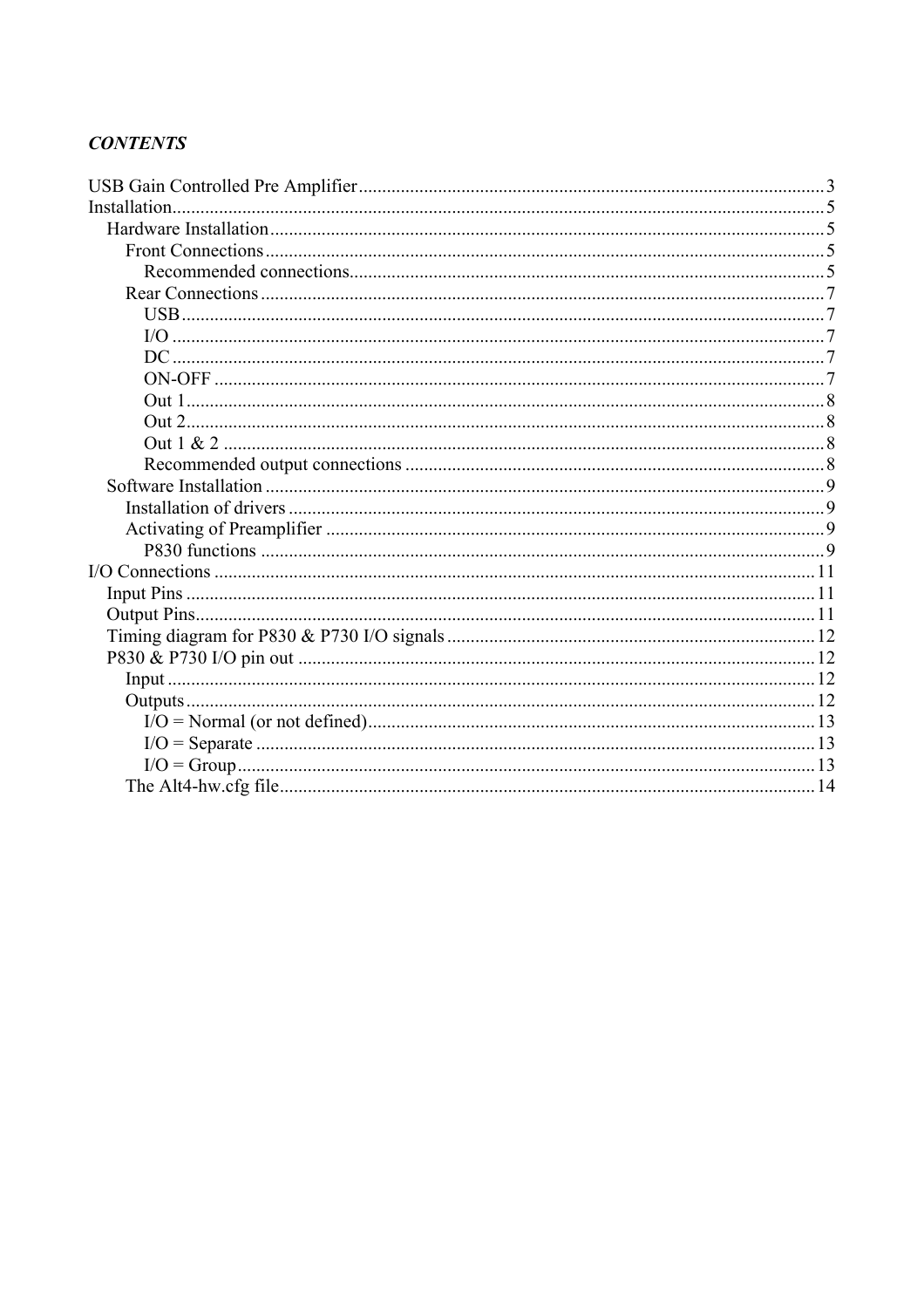***CONTENTS***

- USB Gain Controlled Pre Amplifier ........ 3
- Installation ........ 5
  - Hardware Installation ........ 5
    - Front Connections ........ 5
      - Recommended connections ........ 5
    - Rear Connections ........ 7
      - USB ........ 7
      - I/O ........ 7
      - DC ........ 7
      - ON-OFF ........ 7
      - Out 1 ........ 8
      - Out 2 ........ 8
      - Out 1 & 2 ........ 8
      - Recommended output connections ........ 8
  - Software Installation ........ 9
    - Installation of drivers ........ 9
    - Activating of Preamplifier ........ 9
      - P830 functions ........ 9
- I/O Connections ........ 11
  - Input Pins ........ 11
  - Output Pins ........ 11
  - Timing diagram for P830 & P730 I/O signals ........ 12
  - P830 & P730 I/O pin out ........ 12
    - Input ........ 12
    - Outputs ........ 12
      - I/O = Normal (or not defined) ........ 13
      - I/O = Separate ........ 13
      - I/O = Group ........ 13
    - The Alt4-hw.cfg file ........ 14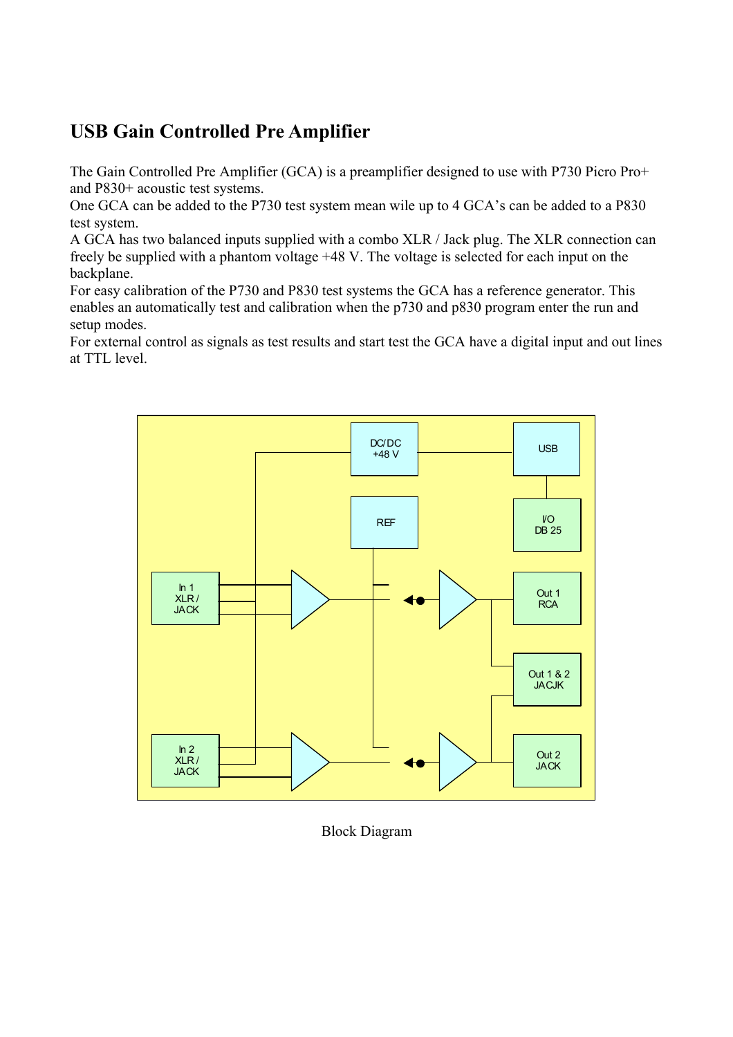# USB Gain Controlled Pre Amplifier

The Gain Controlled Pre Amplifier (GCA) is a preamplifier designed to use with P730 Picro Pro+ and P830+ acoustic test systems.
One GCA can be added to the P730 test system mean wile up to 4 GCA's can be added to a P830 test system.
A GCA has two balanced inputs supplied with a combo XLR / Jack plug. The XLR connection can freely be supplied with a phantom voltage +48 V. The voltage is selected for each input on the backplane.
For easy calibration of the P730 and P830 test systems the GCA has a reference generator. This enables an automatically test and calibration when the p730 and p830 program enter the run and setup modes.
For external control as signals as test results and start test the GCA have a digital input and out lines at TTL level.

Block Diagram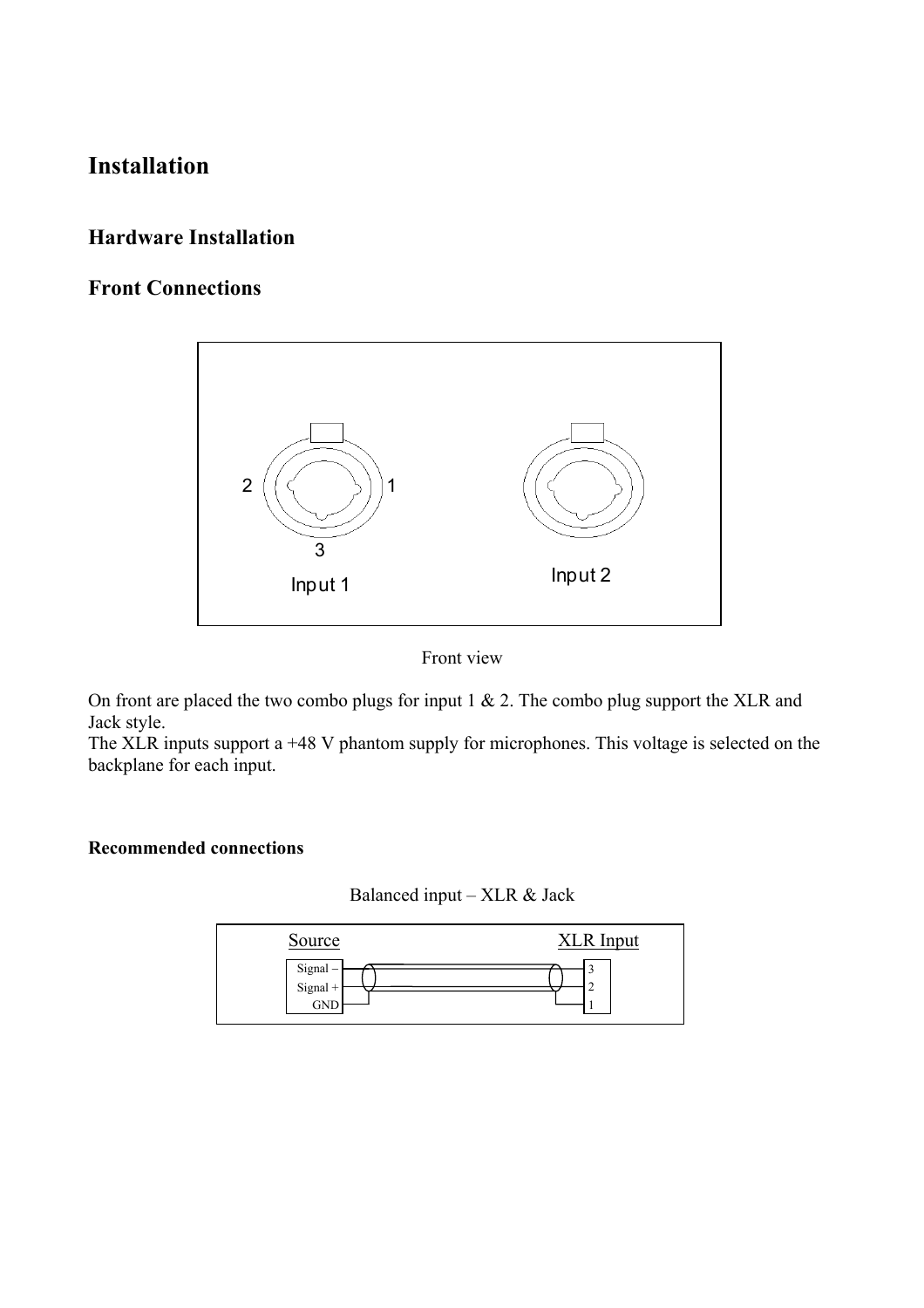# Installation

## Hardware Installation

## Front Connections

Front view

On front are placed the two combo plugs for input 1 & 2. The combo plug support the XLR and Jack style.
The XLR inputs support a +48 V phantom supply for microphones. This voltage is selected on the backplane for each input.

#### Recommended connections

Balanced input – XLR & Jack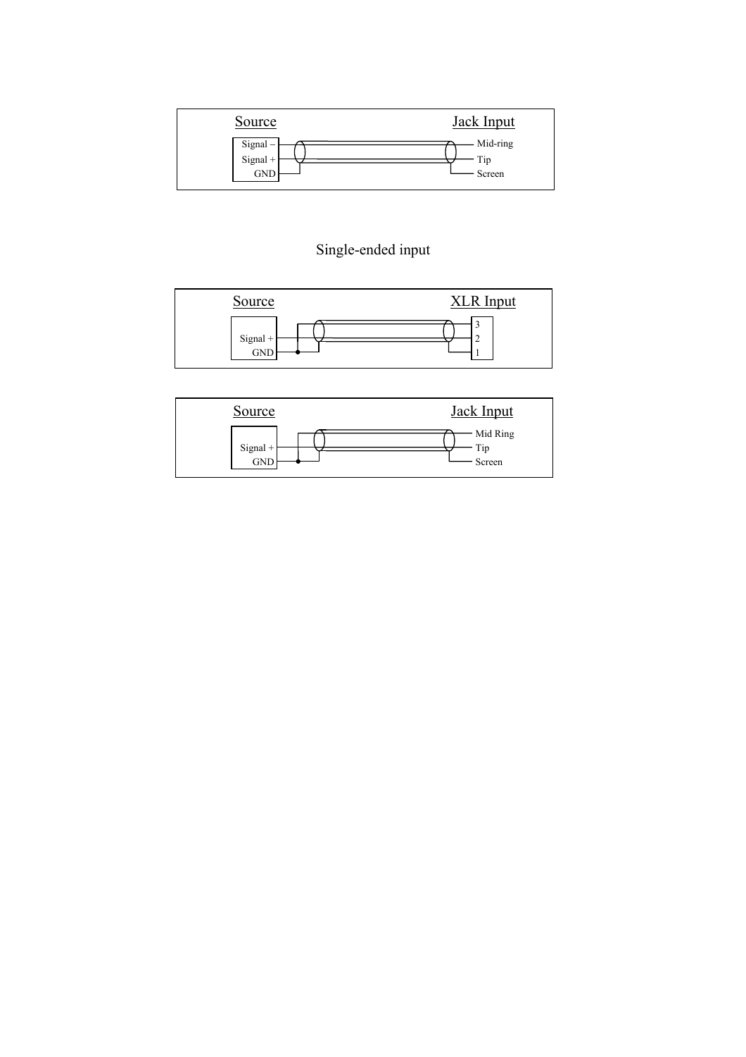Source

Jack Input

Signal –

Signal +

GND

Mid-ring

Tip

Screen

Single-ended input

Source

XLR Input

Signal +

GND

3

2

1

Source

Jack Input

Signal +

GND

Mid Ring

Tip

Screen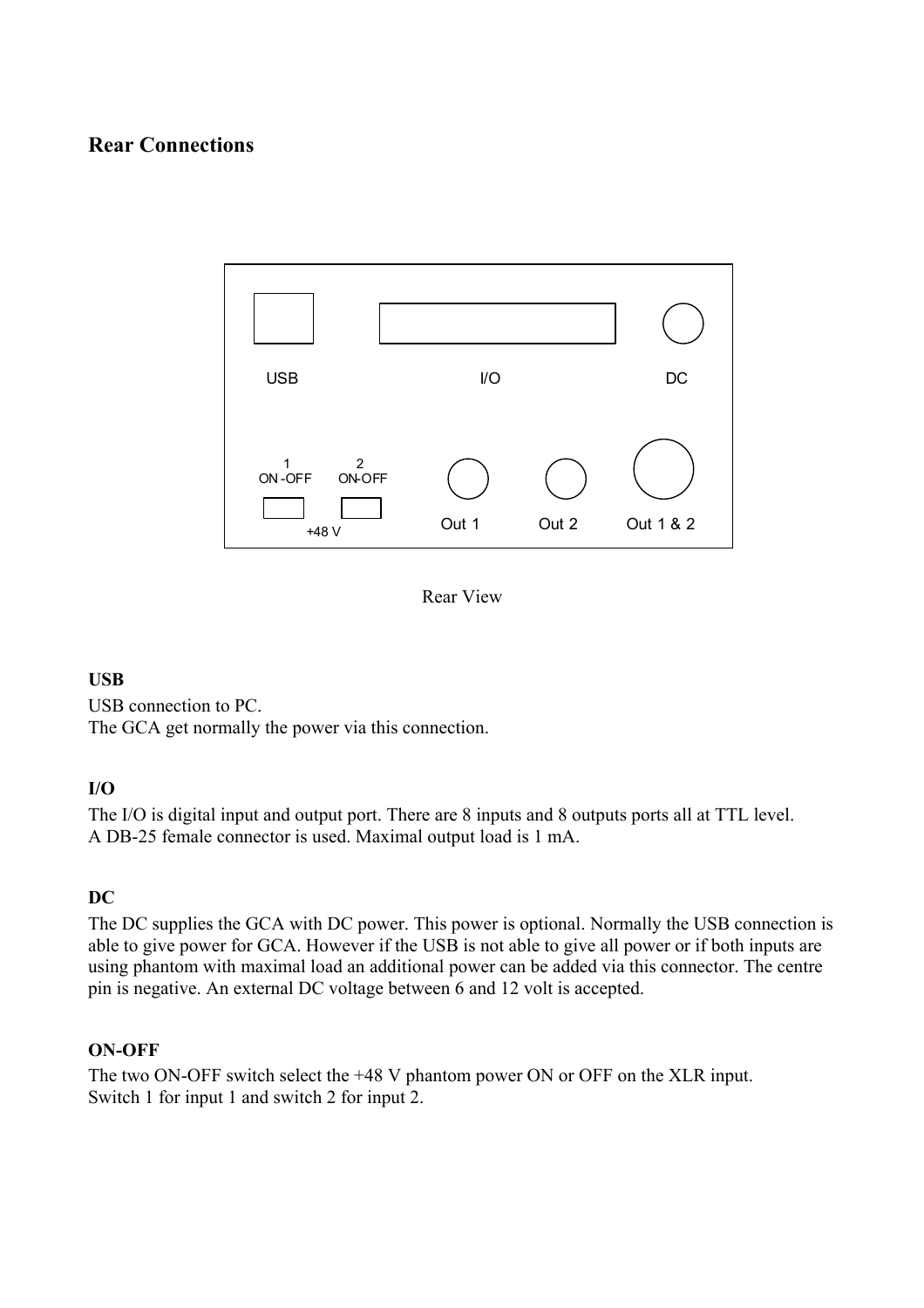## Rear Connections

Rear View

### USB

USB connection to PC.
The GCA get normally the power via this connection.

### I/O

The I/O is digital input and output port. There are 8 inputs and 8 outputs ports all at TTL level.
A DB-25 female connector is used. Maximal output load is 1 mA.

### DC

The DC supplies the GCA with DC power. This power is optional. Normally the USB connection is able to give power for GCA. However if the USB is not able to give all power or if both inputs are using phantom with maximal load an additional power can be added via this connector. The centre pin is negative. An external DC voltage between 6 and 12 volt is accepted.

### ON-OFF

The two ON-OFF switch select the +48 V phantom power ON or OFF on the XLR input.
Switch 1 for input 1 and switch 2 for input 2.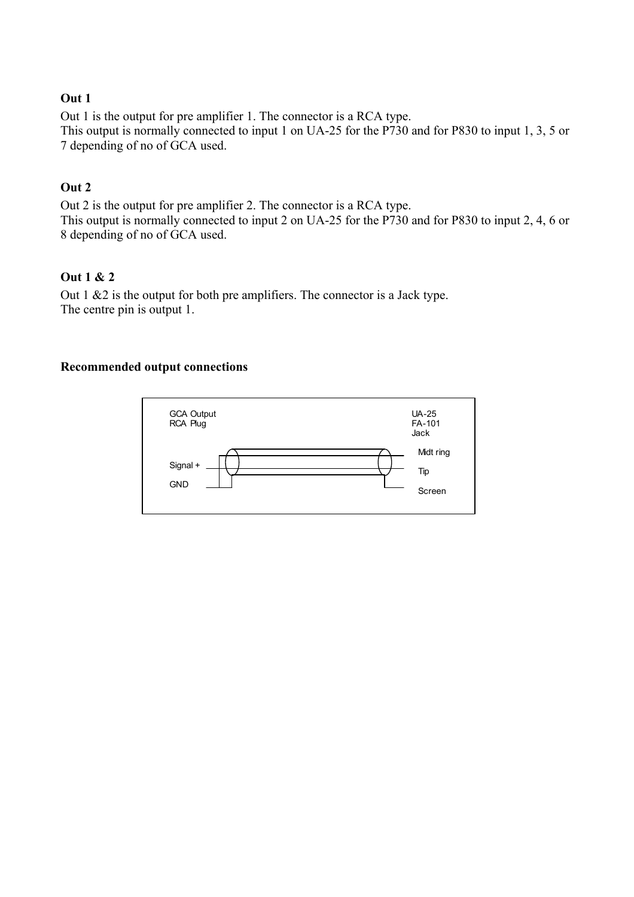**Out 1**

Out 1 is the output for pre amplifier 1. The connector is a RCA type.
This output is normally connected to input 1 on UA-25 for the P730 and for P830 to input 1, 3, 5 or 7 depending of no of GCA used.

**Out 2**

Out 2 is the output for pre amplifier 2. The connector is a RCA type.
This output is normally connected to input 2 on UA-25 for the P730 and for P830 to input 2, 4, 6 or 8 depending of no of GCA used.

**Out 1 & 2**

Out 1 &2 is the output for both pre amplifiers. The connector is a Jack type.
The centre pin is output 1.

**Recommended output connections**

GCA Output
RCA Plug

Signal +

GND

UA-25
FA-101
Jack

Midt ring

Tip

Screen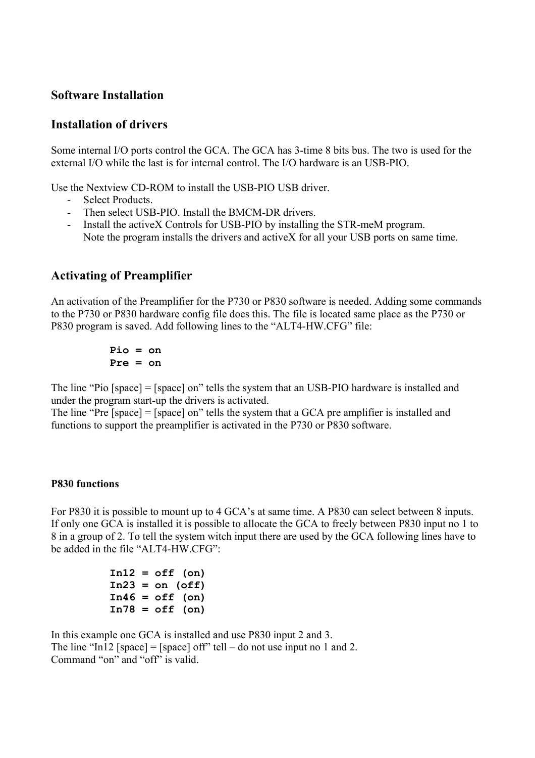## Software Installation

## Installation of drivers

Some internal I/O ports control the GCA. The GCA has 3-time 8 bits bus. The two is used for the external I/O while the last is for internal control. The I/O hardware is an USB-PIO.

Use the Nextview CD-ROM to install the USB-PIO USB driver.

- Select Products.
- Then select USB-PIO. Install the BMCM-DR drivers.
- Install the activeX Controls for USB-PIO by installing the STR-meM program.
  Note the program installs the drivers and activeX for all your USB ports on same time.

## Activating of Preamplifier

An activation of the Preamplifier for the P730 or P830 software is needed. Adding some commands to the P730 or P830 hardware config file does this. The file is located same place as the P730 or P830 program is saved. Add following lines to the “ALT4-HW.CFG” file:

```
Pio = on
Pre = on
```

The line “Pio [space] = [space] on” tells the system that an USB-PIO hardware is installed and under the program start-up the drivers is activated.
The line “Pre [space] = [space] on” tells the system that a GCA pre amplifier is installed and functions to support the preamplifier is activated in the P730 or P830 software.

#### P830 functions

For P830 it is possible to mount up to 4 GCA’s at same time. A P830 can select between 8 inputs. If only one GCA is installed it is possible to allocate the GCA to freely between P830 input no 1 to 8 in a group of 2. To tell the system witch input there are used by the GCA following lines have to be added in the file “ALT4-HW.CFG”:

```
In12 = off (on)
In23 = on (off)
In46 = off (on)
In78 = off (on)
```

In this example one GCA is installed and use P830 input 2 and 3.
The line “In12 [space] = [space] off” tell – do not use input no 1 and 2.
Command “on” and “off” is valid.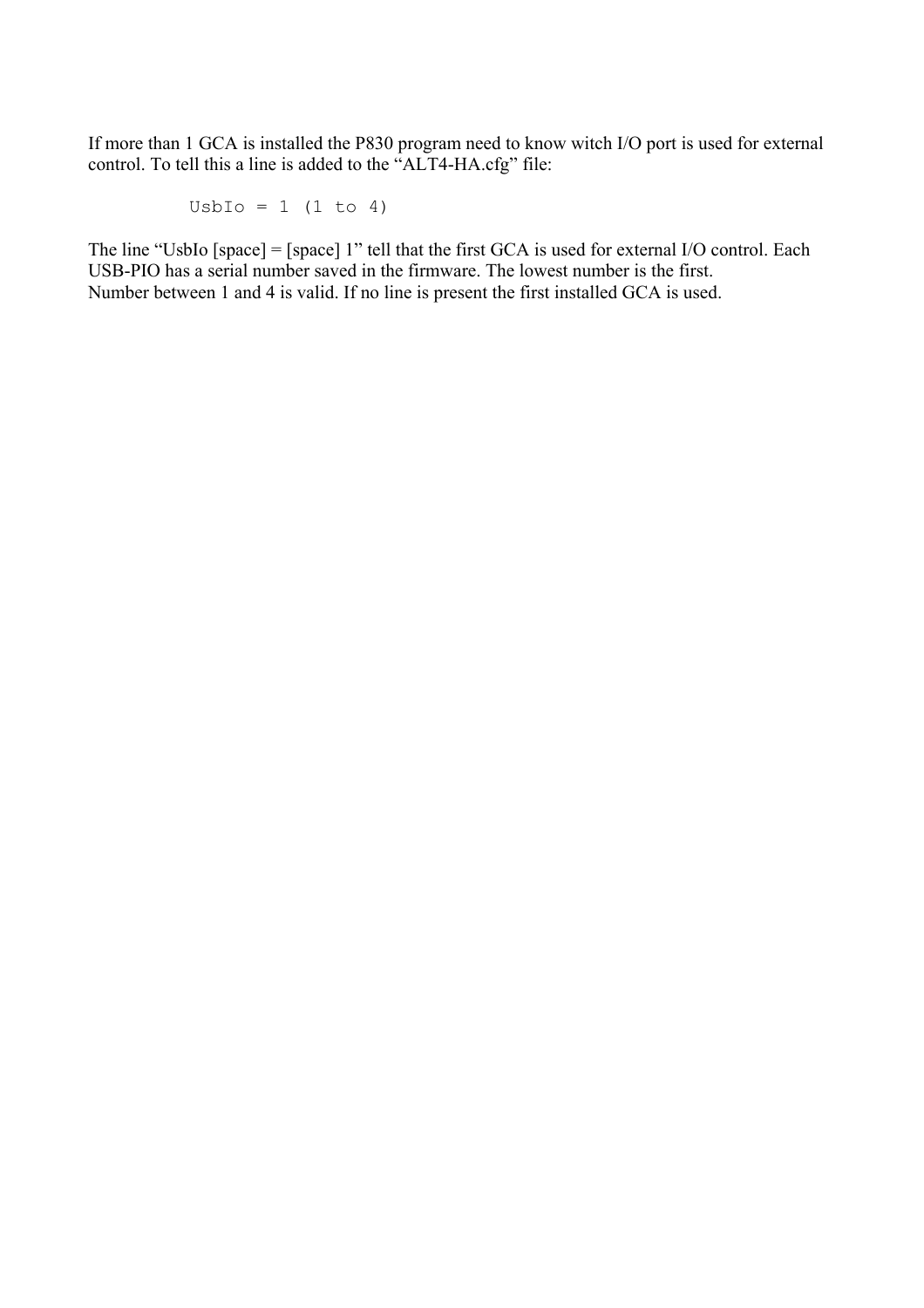If more than 1 GCA is installed the P830 program need to know witch I/O port is used for external control. To tell this a line is added to the "ALT4-HA.cfg" file:

```
UsbIo = 1 (1 to 4)
```

The line "UsbIo [space] = [space] 1" tell that the first GCA is used for external I/O control. Each USB-PIO has a serial number saved in the firmware. The lowest number is the first.
Number between 1 and 4 is valid. If no line is present the first installed GCA is used.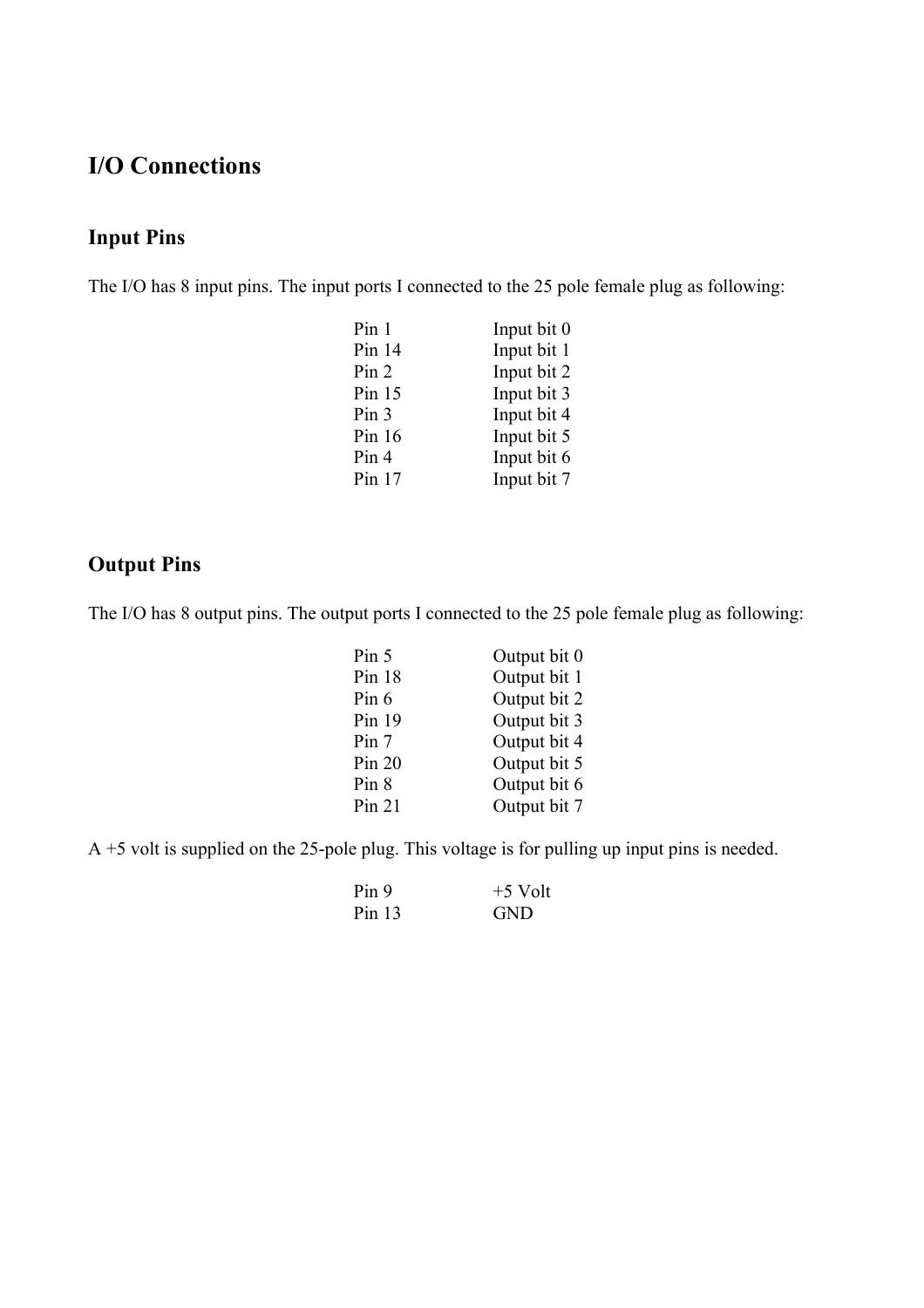# I/O Connections

## Input Pins

The I/O has 8 input pins. The input ports I connected to the 25 pole female plug as following:

| | |
|---|---|
| Pin 1 | Input bit 0 |
| Pin 14 | Input bit 1 |
| Pin 2 | Input bit 2 |
| Pin 15 | Input bit 3 |
| Pin 3 | Input bit 4 |
| Pin 16 | Input bit 5 |
| Pin 4 | Input bit 6 |
| Pin 17 | Input bit 7 |

## Output Pins

The I/O has 8 output pins. The output ports I connected to the 25 pole female plug as following:

| | |
|---|---|
| Pin 5 | Output bit 0 |
| Pin 18 | Output bit 1 |
| Pin 6 | Output bit 2 |
| Pin 19 | Output bit 3 |
| Pin 7 | Output bit 4 |
| Pin 20 | Output bit 5 |
| Pin 8 | Output bit 6 |
| Pin 21 | Output bit 7 |

A +5 volt is supplied on the 25-pole plug. This voltage is for pulling up input pins is needed.

| | |
|---|---|
| Pin 9 | +5 Volt |
| Pin 13 | GND |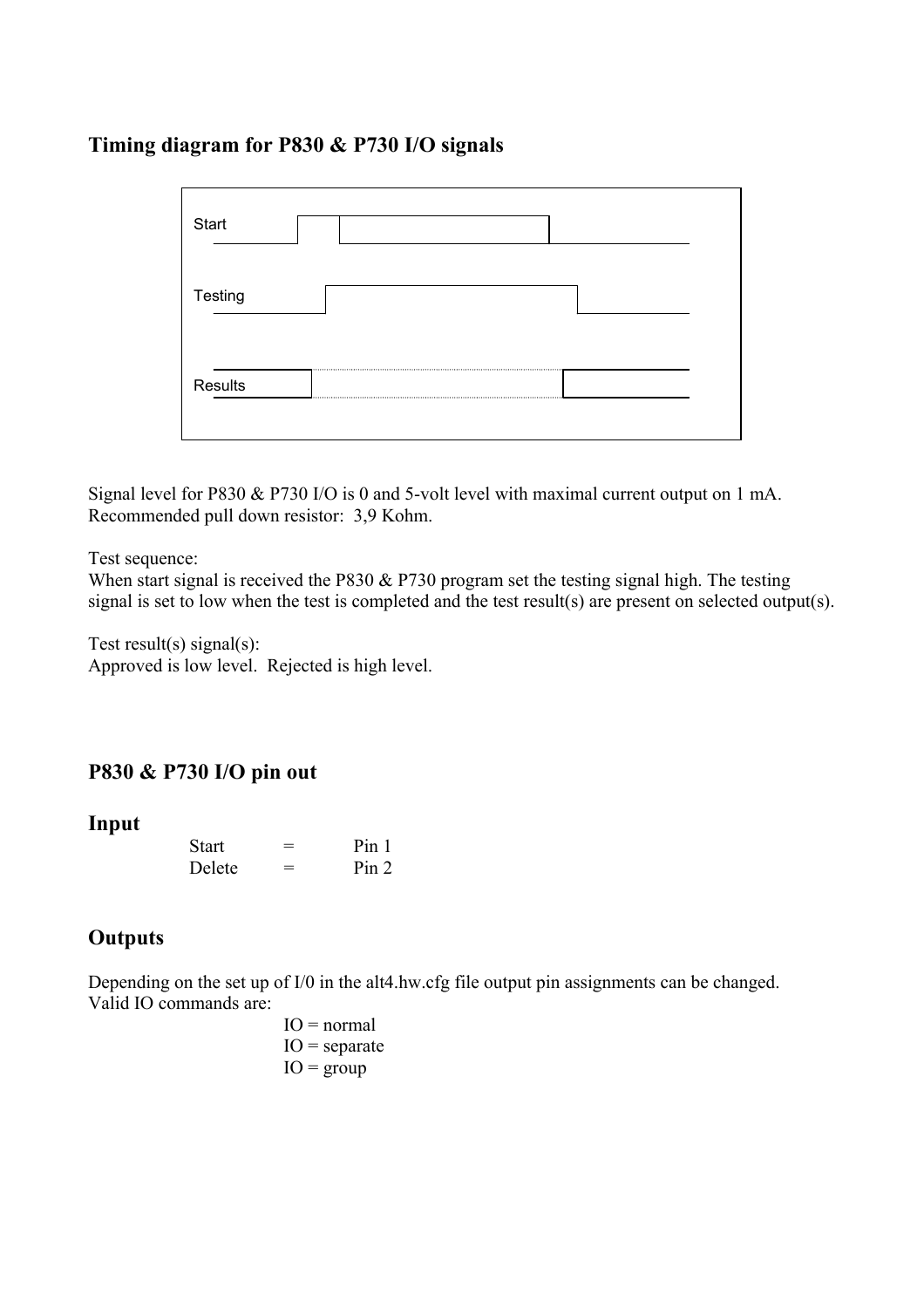## Timing diagram for P830 & P730 I/O signals

Start

Testing

Results

Signal level for P830 & P730 I/O is 0 and 5-volt level with maximal current output on 1 mA.
Recommended pull down resistor: 3,9 Kohm.

Test sequence:
When start signal is received the P830 & P730 program set the testing signal high. The testing signal is set to low when the test is completed and the test result(s) are present on selected output(s).

Test result(s) signal(s):
Approved is low level. Rejected is high level.

## P830 & P730 I/O pin out

## Input

| | | |
|---|---|---|
| Start | = | Pin 1 |
| Delete | = | Pin 2 |

## Outputs

Depending on the set up of I/0 in the alt4.hw.cfg file output pin assignments can be changed.
Valid IO commands are:

IO = normal
IO = separate
IO = group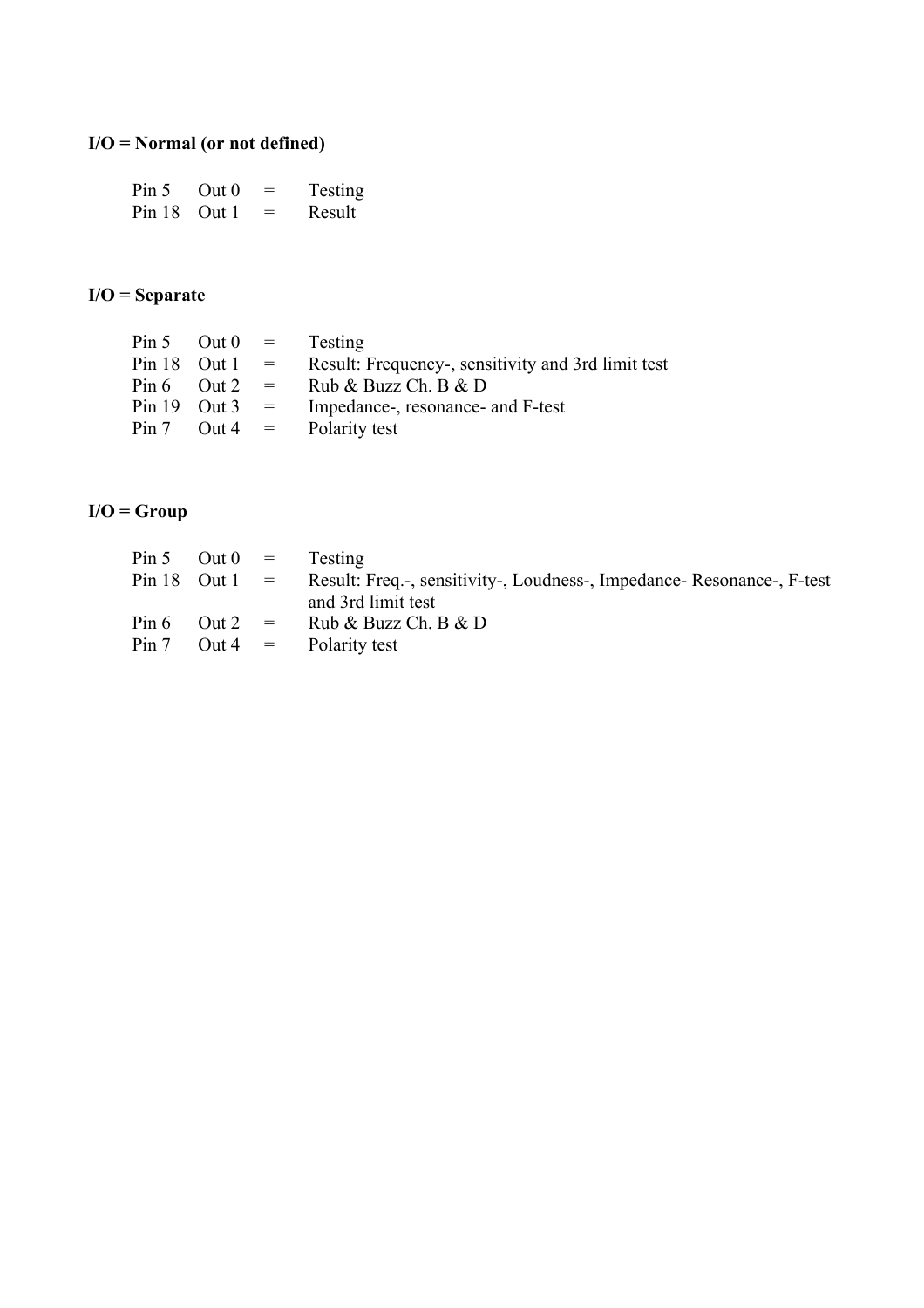**I/O = Normal (or not defined)**

| | | | |
|---|---|---|---|
| Pin 5 | Out 0 | = | Testing |
| Pin 18 | Out 1 | = | Result |

**I/O = Separate**

| | | | |
|---|---|---|---|
| Pin 5 | Out 0 | = | Testing |
| Pin 18 | Out 1 | = | Result: Frequency-, sensitivity and 3rd limit test |
| Pin 6 | Out 2 | = | Rub & Buzz Ch. B & D |
| Pin 19 | Out 3 | = | Impedance-, resonance- and F-test |
| Pin 7 | Out 4 | = | Polarity test |

**I/O = Group**

| | | | |
|---|---|---|---|
| Pin 5 | Out 0 | = | Testing |
| Pin 18 | Out 1 | = | Result: Freq.-, sensitivity-, Loudness-, Impedance- Resonance-, F-test and 3rd limit test |
| Pin 6 | Out 2 | = | Rub & Buzz Ch. B & D |
| Pin 7 | Out 4 | = | Polarity test |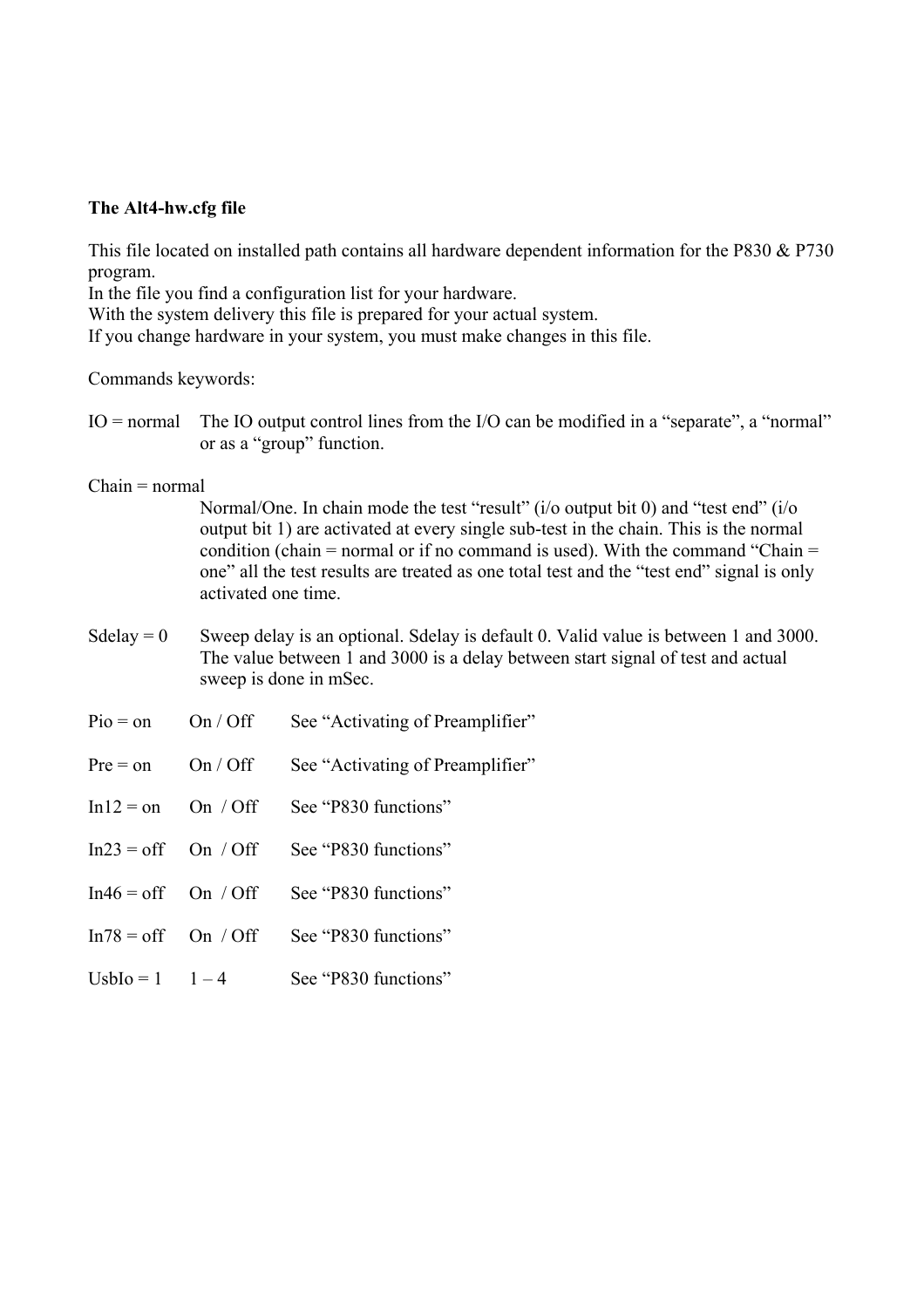**The Alt4-hw.cfg file**

This file located on installed path contains all hardware dependent information for the P830 & P730 program.
In the file you find a configuration list for your hardware.
With the system delivery this file is prepared for your actual system.
If you change hardware in your system, you must make changes in this file.

Commands keywords:

IO = normal The IO output control lines from the I/O can be modified in a “separate”, a “normal” or as a “group” function.

Chain = normal
Normal/One. In chain mode the test “result” (i/o output bit 0) and “test end” (i/o output bit 1) are activated at every single sub-test in the chain. This is the normal condition (chain = normal or if no command is used). With the command “Chain = one” all the test results are treated as one total test and the “test end” signal is only activated one time.

Sdelay = 0 Sweep delay is an optional. Sdelay is default 0. Valid value is between 1 and 3000. The value between 1 and 3000 is a delay between start signal of test and actual sweep is done in mSec.

Pio = on On / Off See “Activating of Preamplifier”

Pre = on On / Off See “Activating of Preamplifier”

In12 = on On / Off See “P830 functions”

In23 = off On / Off See “P830 functions”

In46 = off On / Off See “P830 functions”

In78 = off On / Off See “P830 functions”

UsbIo = 1 1 – 4 See “P830 functions”